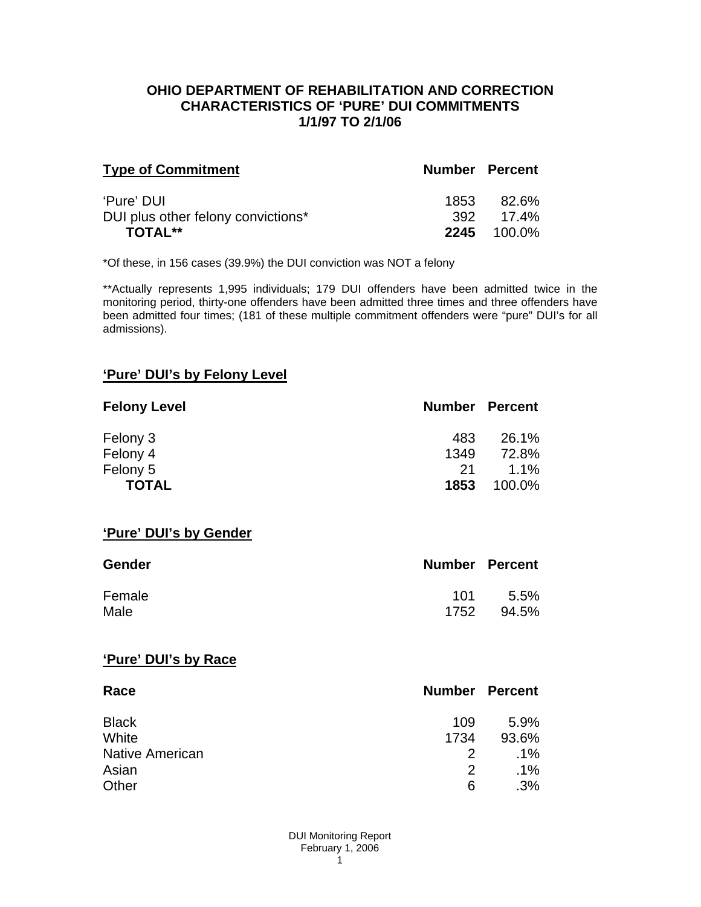# OHIO DEPARTMENT OF REHABILITATION AND CORRECTION
## CHARACTERISTICS OF 'PURE' DUI COMMITMENTS
## 1/1/97 TO 2/1/06

| **Type of Commitment** | **Number** | **Percent** |
|---|---|---|
| 'Pure' DUI | 1853 | 82.6% |
| DUI plus other felony convictions* | 392 | 17.4% |
| **TOTAL**** | **2245** | 100.0% |

*Of these, in 156 cases (39.9%) the DUI conviction was NOT a felony

**Actually represents 1,995 individuals; 179 DUI offenders have been admitted twice in the monitoring period, thirty-one offenders have been admitted three times and three offenders have been admitted four times; (181 of these multiple commitment offenders were "pure" DUI's for all admissions).

### 'Pure' DUI's by Felony Level

| **Felony Level** | **Number** | **Percent** |
|---|---|---|
| Felony 3 | 483 | 26.1% |
| Felony 4 | 1349 | 72.8% |
| Felony 5 | 21 | 1.1% |
| **TOTAL** | **1853** | 100.0% |

### 'Pure' DUI's by Gender

| **Gender** | **Number** | **Percent** |
|---|---|---|
| Female | 101 | 5.5% |
| Male | 1752 | 94.5% |

### 'Pure' DUI's by Race

| **Race** | **Number** | **Percent** |
|---|---|---|
| Black | 109 | 5.9% |
| White | 1734 | 93.6% |
| Native American | 2 | .1% |
| Asian | 2 | .1% |
| Other | 6 | .3% |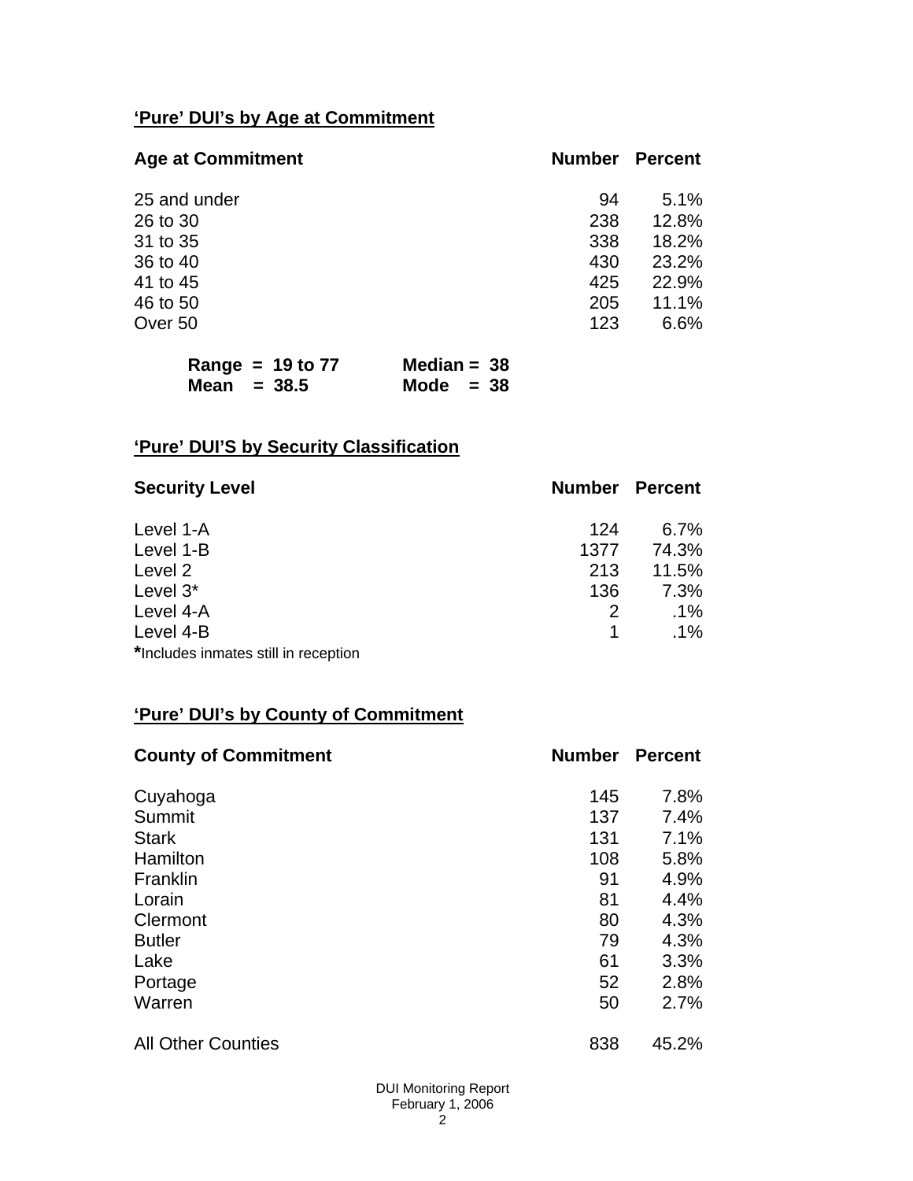## **'Pure' DUI's by Age at Commitment**

| Age at Commitment | Number | Percent |
|---|---|---|
| 25 and under | 94 | 5.1% |
| 26 to 30 | 238 | 12.8% |
| 31 to 35 | 338 | 18.2% |
| 36 to 40 | 430 | 23.2% |
| 41 to 45 | 425 | 22.9% |
| 46 to 50 | 205 | 11.1% |
| Over 50 | 123 | 6.6% |

**Range = 19 to 77** **Median = 38**
**Mean = 38.5** **Mode = 38**

## **'Pure' DUI'S by Security Classification**

| Security Level | Number | Percent |
|---|---|---|
| Level 1-A | 124 | 6.7% |
| Level 1-B | 1377 | 74.3% |
| Level 2 | 213 | 11.5% |
| Level 3* | 136 | 7.3% |
| Level 4-A | 2 | .1% |
| Level 4-B | 1 | .1% |

***Includes inmates still in reception**

## **'Pure' DUI's by County of Commitment**

| County of Commitment | Number | Percent |
|---|---|---|
| Cuyahoga | 145 | 7.8% |
| Summit | 137 | 7.4% |
| Stark | 131 | 7.1% |
| Hamilton | 108 | 5.8% |
| Franklin | 91 | 4.9% |
| Lorain | 81 | 4.4% |
| Clermont | 80 | 4.3% |
| Butler | 79 | 4.3% |
| Lake | 61 | 3.3% |
| Portage | 52 | 2.8% |
| Warren | 50 | 2.7% |
| All Other Counties | 838 | 45.2% |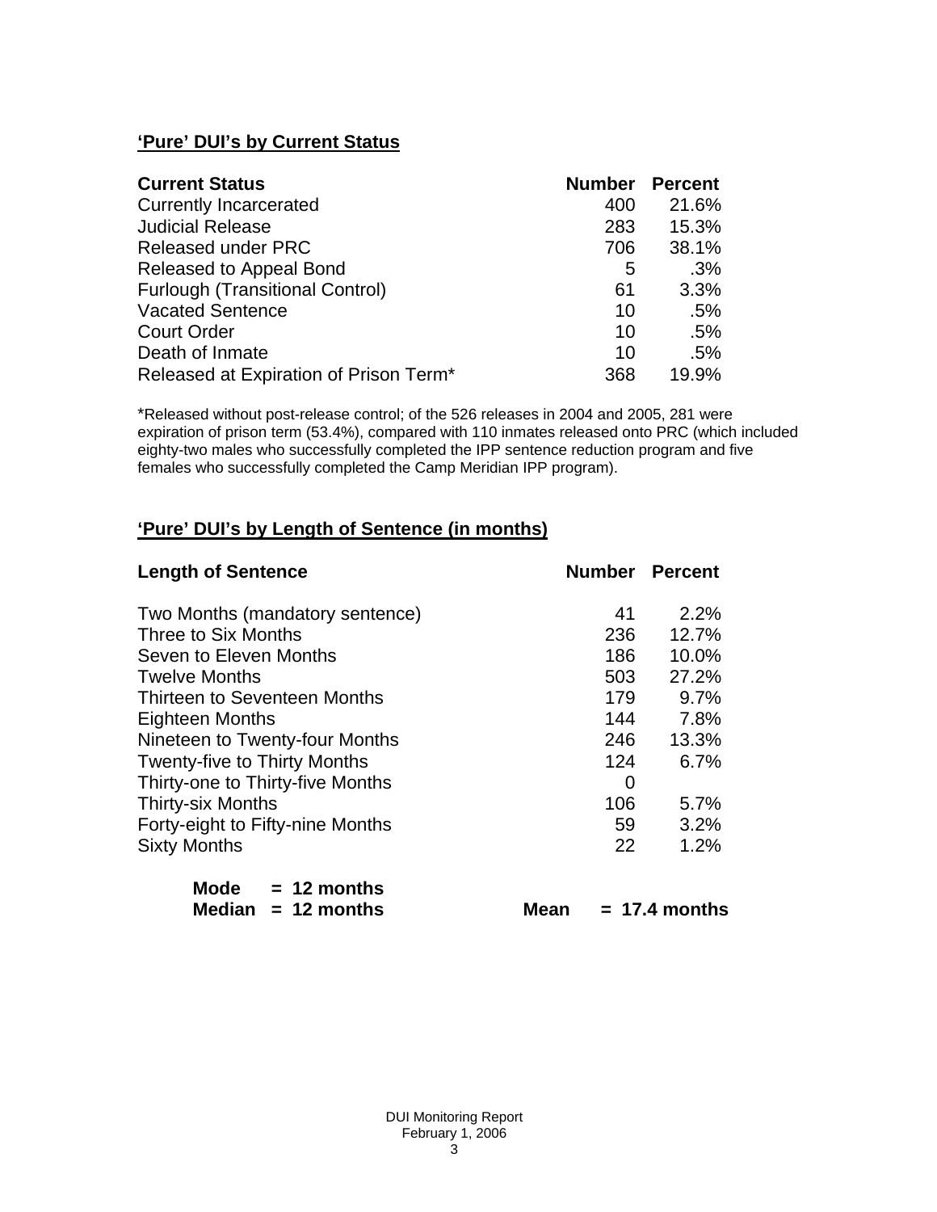## 'Pure' DUI's by Current Status

| Current Status | Number | Percent |
|---|---|---|
| Currently Incarcerated | 400 | 21.6% |
| Judicial Release | 283 | 15.3% |
| Released under PRC | 706 | 38.1% |
| Released to Appeal Bond | 5 | .3% |
| Furlough (Transitional Control) | 61 | 3.3% |
| Vacated Sentence | 10 | .5% |
| Court Order | 10 | .5% |
| Death of Inmate | 10 | .5% |
| Released at Expiration of Prison Term* | 368 | 19.9% |

*Released without post-release control; of the 526 releases in 2004 and 2005, 281 were expiration of prison term (53.4%), compared with 110 inmates released onto PRC (which included eighty-two males who successfully completed the IPP sentence reduction program and five females who successfully completed the Camp Meridian IPP program).

## 'Pure' DUI's by Length of Sentence (in months)

| Length of Sentence | Number | Percent |
|---|---|---|
| Two Months (mandatory sentence) | 41 | 2.2% |
| Three to Six Months | 236 | 12.7% |
| Seven to Eleven Months | 186 | 10.0% |
| Twelve Months | 503 | 27.2% |
| Thirteen to Seventeen Months | 179 | 9.7% |
| Eighteen Months | 144 | 7.8% |
| Nineteen to Twenty-four Months | 246 | 13.3% |
| Twenty-five to Thirty Months | 124 | 6.7% |
| Thirty-one to Thirty-five Months | 0 | |
| Thirty-six Months | 106 | 5.7% |
| Forty-eight to Fifty-nine Months | 59 | 3.2% |
| Sixty Months | 22 | 1.2% |

**Mode = 12 months**
**Median = 12 months** **Mean = 17.4 months**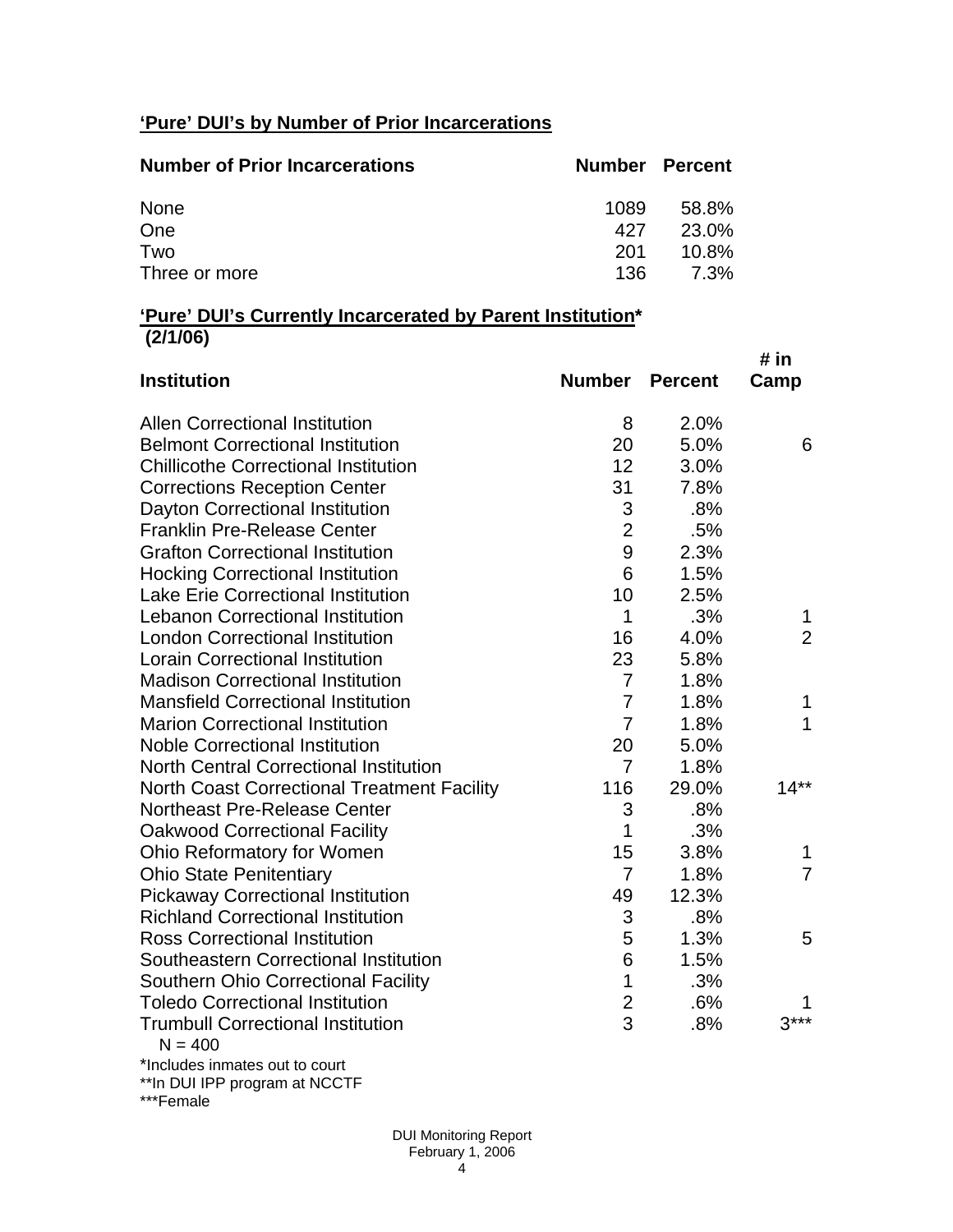**'Pure' DUI's by Number of Prior Incarcerations**

| Number of Prior Incarcerations | Number | Percent |
|---|---|---|
| None | 1089 | 58.8% |
| One | 427 | 23.0% |
| Two | 201 | 10.8% |
| Three or more | 136 | 7.3% |

**'Pure' DUI's Currently Incarcerated by Parent Institution***
**(2/1/06)**

| Institution | Number | Percent | # in Camp |
|---|---|---|---|
| Allen Correctional Institution | 8 | 2.0% | |
| Belmont Correctional Institution | 20 | 5.0% | 6 |
| Chillicothe Correctional Institution | 12 | 3.0% | |
| Corrections Reception Center | 31 | 7.8% | |
| Dayton Correctional Institution | 3 | .8% | |
| Franklin Pre-Release Center | 2 | .5% | |
| Grafton Correctional Institution | 9 | 2.3% | |
| Hocking Correctional Institution | 6 | 1.5% | |
| Lake Erie Correctional Institution | 10 | 2.5% | |
| Lebanon Correctional Institution | 1 | .3% | 1 |
| London Correctional Institution | 16 | 4.0% | 2 |
| Lorain Correctional Institution | 23 | 5.8% | |
| Madison Correctional Institution | 7 | 1.8% | |
| Mansfield Correctional Institution | 7 | 1.8% | 1 |
| Marion Correctional Institution | 7 | 1.8% | 1 |
| Noble Correctional Institution | 20 | 5.0% | |
| North Central Correctional Institution | 7 | 1.8% | |
| North Coast Correctional Treatment Facility | 116 | 29.0% | 14** |
| Northeast Pre-Release Center | 3 | .8% | |
| Oakwood Correctional Facility | 1 | .3% | |
| Ohio Reformatory for Women | 15 | 3.8% | 1 |
| Ohio State Penitentiary | 7 | 1.8% | 7 |
| Pickaway Correctional Institution | 49 | 12.3% | |
| Richland Correctional Institution | 3 | .8% | |
| Ross Correctional Institution | 5 | 1.3% | 5 |
| Southeastern Correctional Institution | 6 | 1.5% | |
| Southern Ohio Correctional Facility | 1 | .3% | |
| Toledo Correctional Institution | 2 | .6% | 1 |
| Trumbull Correctional Institution | 3 | .8% | 3*** |

N = 400

*Includes inmates out to court

**In DUI IPP program at NCCTF

***Female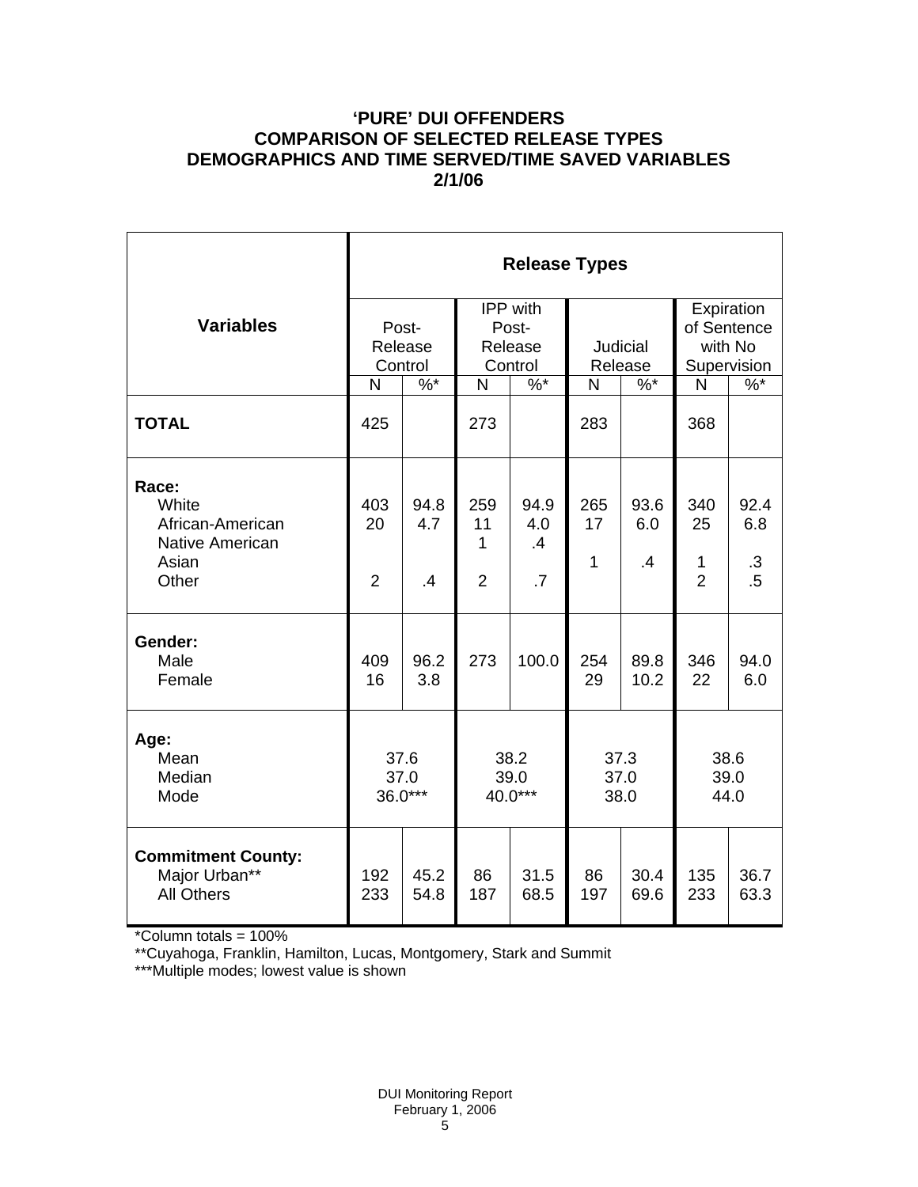# 'PURE' DUI OFFENDERS
## COMPARISON OF SELECTED RELEASE TYPES
## DEMOGRAPHICS AND TIME SERVED/TIME SAVED VARIABLES
## 2/1/06

| Variables | Release Types | | | | | | | |
|---|---|---|---|---|---|---|---|---|
| | Post-Release Control | | IPP with Post-Release Control | | Judicial Release | | Expiration of Sentence with No Supervision | |
| | N | %* | N | %* | N | %* | N | %* |
| **TOTAL** | 425 | | 273 | | 283 | | 368 | |
| **Race:** | | | | | | | | |
| White | 403 | 94.8 | 259 | 94.9 | 265 | 93.6 | 340 | 92.4 |
| African-American | 20 | 4.7 | 11 | 4.0 | 17 | 6.0 | 25 | 6.8 |
| Native American | | | 1 | .4 | | | | |
| Asian | | | | | 1 | .4 | 1 | .3 |
| Other | 2 | .4 | 2 | .7 | | | 2 | .5 |
| **Gender:** | | | | | | | | |
| Male | 409 | 96.2 | 273 | 100.0 | 254 | 89.8 | 346 | 94.0 |
| Female | 16 | 3.8 | | | 29 | 10.2 | 22 | 6.0 |
| **Age:** | | | | | | | | |
| Mean | 37.6 | | 38.2 | | 37.3 | | 38.6 | |
| Median | 37.0 | | 39.0 | | 37.0 | | 39.0 | |
| Mode | 36.0*** | | 40.0*** | | 38.0 | | 44.0 | |
| **Commitment County:** | | | | | | | | |
| Major Urban** | 192 | 45.2 | 86 | 31.5 | 86 | 30.4 | 135 | 36.7 |
| All Others | 233 | 54.8 | 187 | 68.5 | 197 | 69.6 | 233 | 63.3 |

*Column totals = 100%

**Cuyahoga, Franklin, Hamilton, Lucas, Montgomery, Stark and Summit

***Multiple modes; lowest value is shown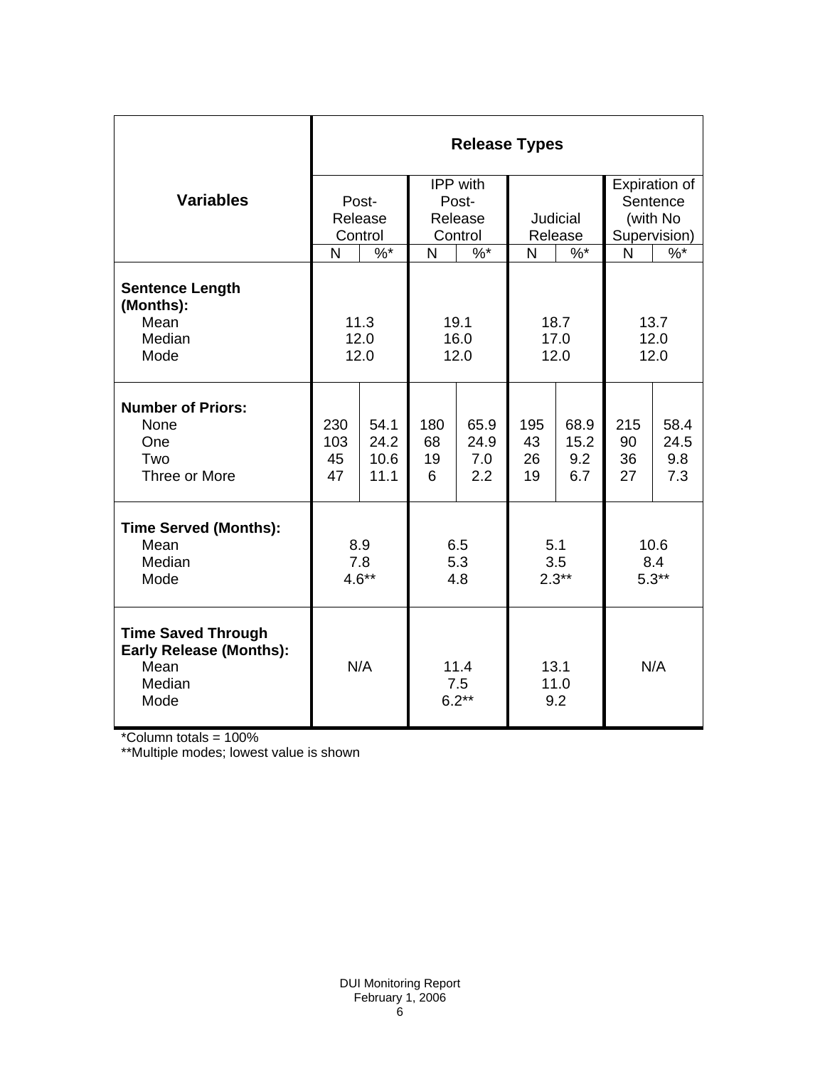| Variables | Release Types | | | | | | | |
|---|---|---|---|---|---|---|---|---|
| | Post-Release Control | | IPP with Post-Release Control | | Judicial Release | | Expiration of Sentence (with No Supervision) | |
| | N | %* | N | %* | N | %* | N | %* |
| **Sentence Length (Months):** | | | | | | | | |
| Mean | 11.3 | | 19.1 | | 18.7 | | 13.7 | |
| Median | 12.0 | | 16.0 | | 17.0 | | 12.0 | |
| Mode | 12.0 | | 12.0 | | 12.0 | | 12.0 | |
| **Number of Priors:** | | | | | | | | |
| None | 230 | 54.1 | 180 | 65.9 | 195 | 68.9 | 215 | 58.4 |
| One | 103 | 24.2 | 68 | 24.9 | 43 | 15.2 | 90 | 24.5 |
| Two | 45 | 10.6 | 19 | 7.0 | 26 | 9.2 | 36 | 9.8 |
| Three or More | 47 | 11.1 | 6 | 2.2 | 19 | 6.7 | 27 | 7.3 |
| **Time Served (Months):** | | | | | | | | |
| Mean | 8.9 | | 6.5 | | 5.1 | | 10.6 | |
| Median | 7.8 | | 5.3 | | 3.5 | | 8.4 | |
| Mode | 4.6** | | 4.8 | | 2.3** | | 5.3** | |
| **Time Saved Through Early Release (Months):** | | | | | | | | |
| Mean | N/A | | 11.4 | | 13.1 | | N/A | |
| Median | | | 7.5 | | 11.0 | | | |
| Mode | | | 6.2** | | 9.2 | | | |

*Column totals = 100%

**Multiple modes; lowest value is shown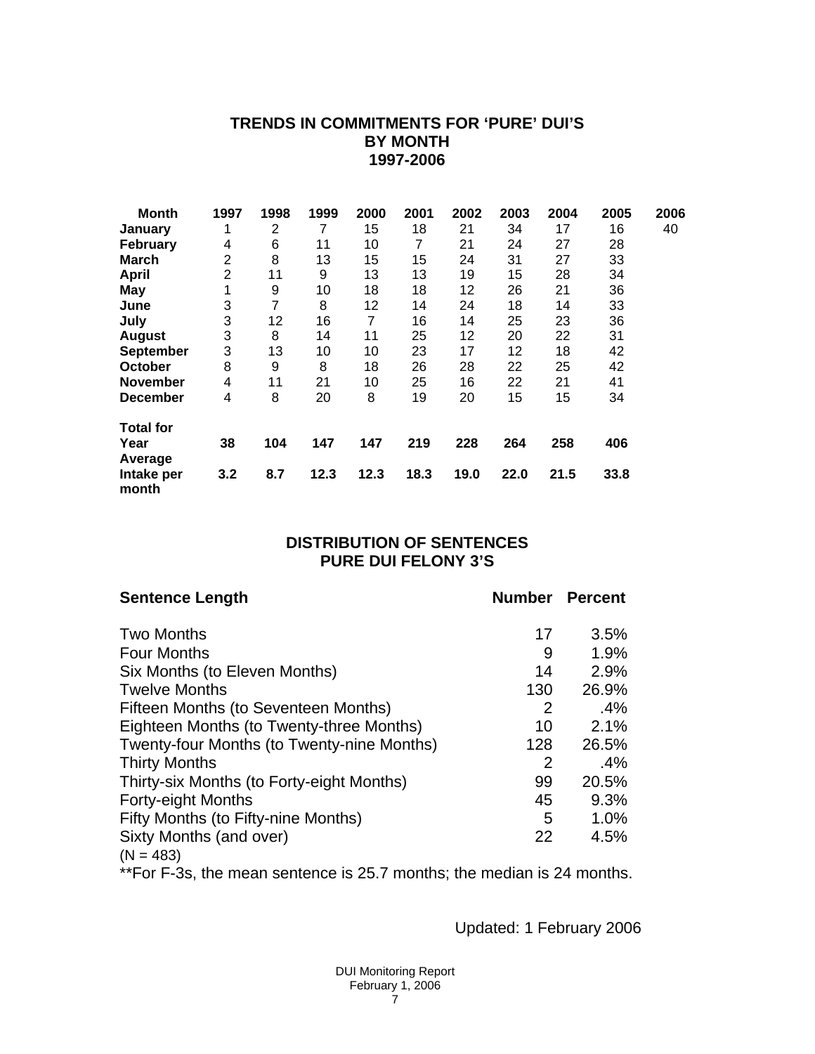## TRENDS IN COMMITMENTS FOR 'PURE' DUI'S
## BY MONTH
## 1997-2006

| Month | 1997 | 1998 | 1999 | 2000 | 2001 | 2002 | 2003 | 2004 | 2005 | 2006 |
|---|---|---|---|---|---|---|---|---|---|---|
| **January** | 1 | 2 | 7 | 15 | 18 | 21 | 34 | 17 | 16 | 40 |
| **February** | 4 | 6 | 11 | 10 | 7 | 21 | 24 | 27 | 28 | |
| **March** | 2 | 8 | 13 | 15 | 15 | 24 | 31 | 27 | 33 | |
| **April** | 2 | 11 | 9 | 13 | 13 | 19 | 15 | 28 | 34 | |
| **May** | 1 | 9 | 10 | 18 | 18 | 12 | 26 | 21 | 36 | |
| **June** | 3 | 7 | 8 | 12 | 14 | 24 | 18 | 14 | 33 | |
| **July** | 3 | 12 | 16 | 7 | 16 | 14 | 25 | 23 | 36 | |
| **August** | 3 | 8 | 14 | 11 | 25 | 12 | 20 | 22 | 31 | |
| **September** | 3 | 13 | 10 | 10 | 23 | 17 | 12 | 18 | 42 | |
| **October** | 8 | 9 | 8 | 18 | 26 | 28 | 22 | 25 | 42 | |
| **November** | 4 | 11 | 21 | 10 | 25 | 16 | 22 | 21 | 41 | |
| **December** | 4 | 8 | 20 | 8 | 19 | 20 | 15 | 15 | 34 | |
| **Total for Year** | **38** | **104** | **147** | **147** | **219** | **228** | **264** | **258** | **406** | |
| **Average Intake per month** | **3.2** | **8.7** | **12.3** | **12.3** | **18.3** | **19.0** | **22.0** | **21.5** | **33.8** | |

## DISTRIBUTION OF SENTENCES
## PURE DUI FELONY 3'S

| Sentence Length | Number | Percent |
|---|---|---|
| Two Months | 17 | 3.5% |
| Four Months | 9 | 1.9% |
| Six Months (to Eleven Months) | 14 | 2.9% |
| Twelve Months | 130 | 26.9% |
| Fifteen Months (to Seventeen Months) | 2 | .4% |
| Eighteen Months (to Twenty-three Months) | 10 | 2.1% |
| Twenty-four Months (to Twenty-nine Months) | 128 | 26.5% |
| Thirty Months | 2 | .4% |
| Thirty-six Months (to Forty-eight Months) | 99 | 20.5% |
| Forty-eight Months | 45 | 9.3% |
| Fifty Months (to Fifty-nine Months) | 5 | 1.0% |
| Sixty Months (and over) | 22 | 4.5% |

(N = 483)

**For F-3s, the mean sentence is 25.7 months; the median is 24 months.

Updated: 1 February 2006